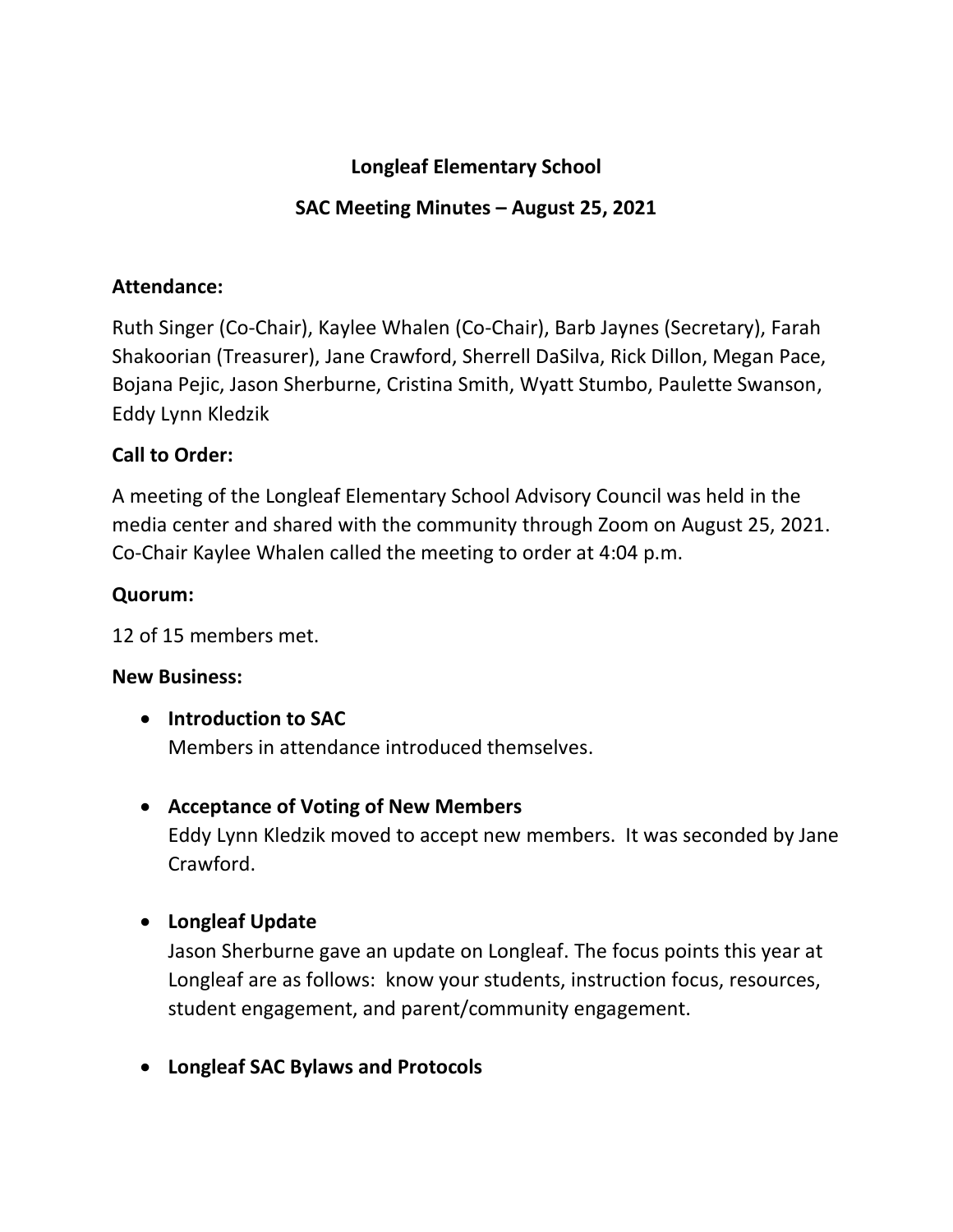# Longleaf Elementary School

## SAC Meeting Minutes – August 25, 2021

**Attendance:**

Ruth Singer (Co-Chair), Kaylee Whalen (Co-Chair), Barb Jaynes (Secretary), Farah Shakoorian (Treasurer), Jane Crawford, Sherrell DaSilva, Rick Dillon, Megan Pace, Bojana Pejic, Jason Sherburne, Cristina Smith, Wyatt Stumbo, Paulette Swanson, Eddy Lynn Kledzik

**Call to Order:**

A meeting of the Longleaf Elementary School Advisory Council was held in the media center and shared with the community through Zoom on August 25, 2021. Co-Chair Kaylee Whalen called the meeting to order at 4:04 p.m.

**Quorum:**

12 of 15 members met.

**New Business:**

- **Introduction to SAC**
  Members in attendance introduced themselves.

- **Acceptance of Voting of New Members**
  Eddy Lynn Kledzik moved to accept new members. It was seconded by Jane Crawford.

- **Longleaf Update**
  Jason Sherburne gave an update on Longleaf. The focus points this year at Longleaf are as follows: know your students, instruction focus, resources, student engagement, and parent/community engagement.

- **Longleaf SAC Bylaws and Protocols**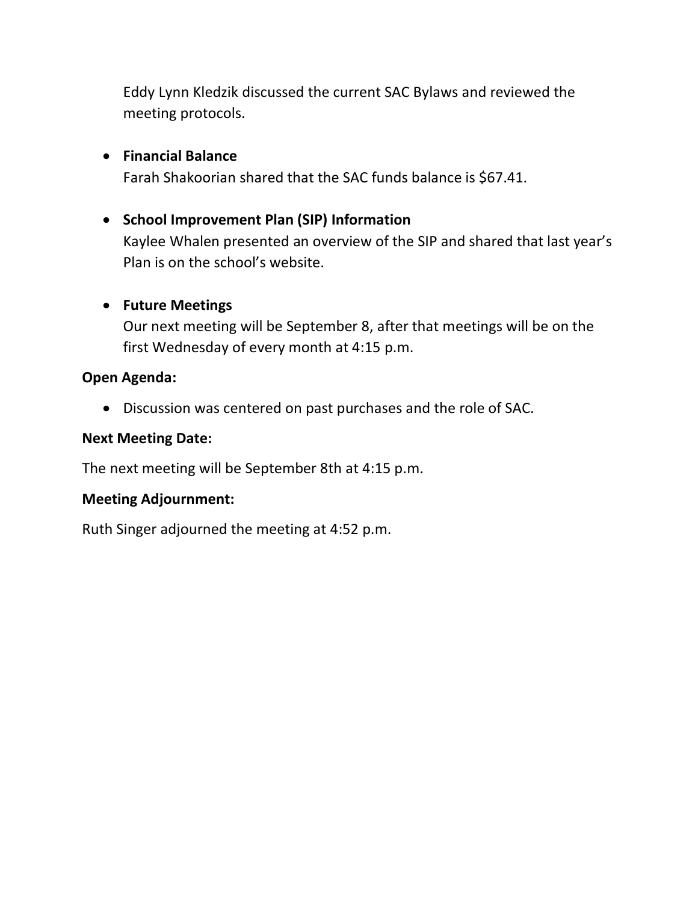Eddy Lynn Kledzik discussed the current SAC Bylaws and reviewed the meeting protocols.

- **Financial Balance**
  Farah Shakoorian shared that the SAC funds balance is $67.41.

- **School Improvement Plan (SIP) Information**
  Kaylee Whalen presented an overview of the SIP and shared that last year's Plan is on the school's website.

- **Future Meetings**
  Our next meeting will be September 8, after that meetings will be on the first Wednesday of every month at 4:15 p.m.

**Open Agenda:**

- Discussion was centered on past purchases and the role of SAC.

**Next Meeting Date:**

The next meeting will be September 8th at 4:15 p.m.

**Meeting Adjournment:**

Ruth Singer adjourned the meeting at 4:52 p.m.